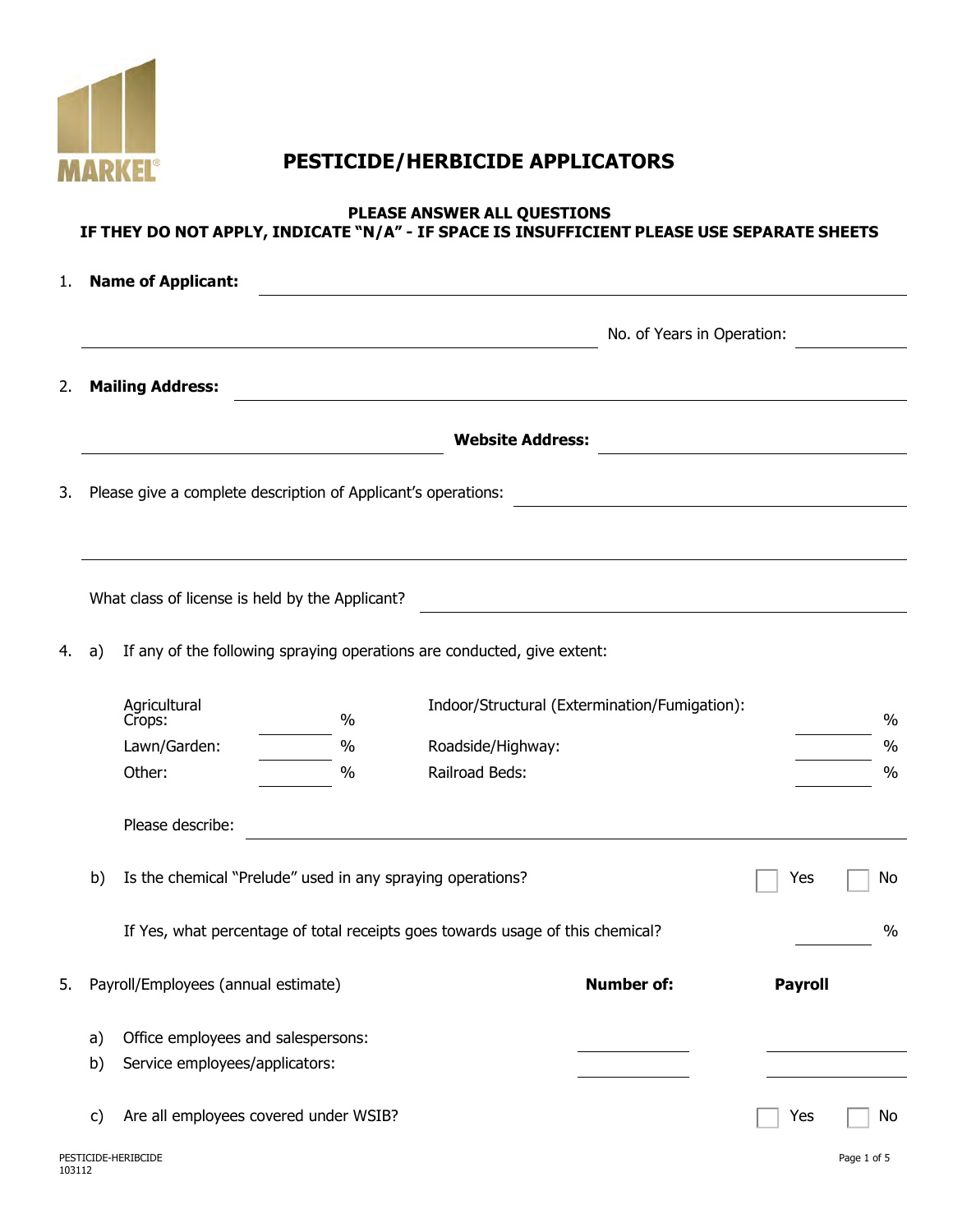# PESTICIDE/HERBICIDE APPLICATORS

**PLEASE ANSWER ALL QUESTIONS**
**IF THEY DO NOT APPLY, INDICATE "N/A" - IF SPACE IS INSUFFICIENT PLEASE USE SEPARATE SHEETS**

1. **Name of Applicant:** ______________________________

   ______________________________ No. of Years in Operation: __________

2. **Mailing Address:** ______________________________

   ______________________________ **Website Address:** ______________________________

3. Please give a complete description of Applicant's operations: ______________________________

   ______________________________

   What class of license is held by the Applicant? ______________________________

4. a) If any of the following spraying operations are conducted, give extent:

| | | | |
|---|---|---|---|
| Agricultural Crops: | ______ % | Indoor/Structural (Extermination/Fumigation): | ______ % |
| Lawn/Garden: | ______ % | Roadside/Highway: | ______ % |
| Other: | ______ % | Railroad Beds: | ______ % |

   Please describe: ______________________________

   b) Is the chemical "Prelude" used in any spraying operations? ☐ Yes ☐ No

   If Yes, what percentage of total receipts goes towards usage of this chemical? ______ %

5. Payroll/Employees (annual estimate)

| | **Number of:** | **Payroll** |
|---|---|---|
| a) Office employees and salespersons: | | |
| b) Service employees/applicators: | | |

   c) Are all employees covered under WSIB? ☐ Yes ☐ No

PESTICIDE-HERIBCIDE
103112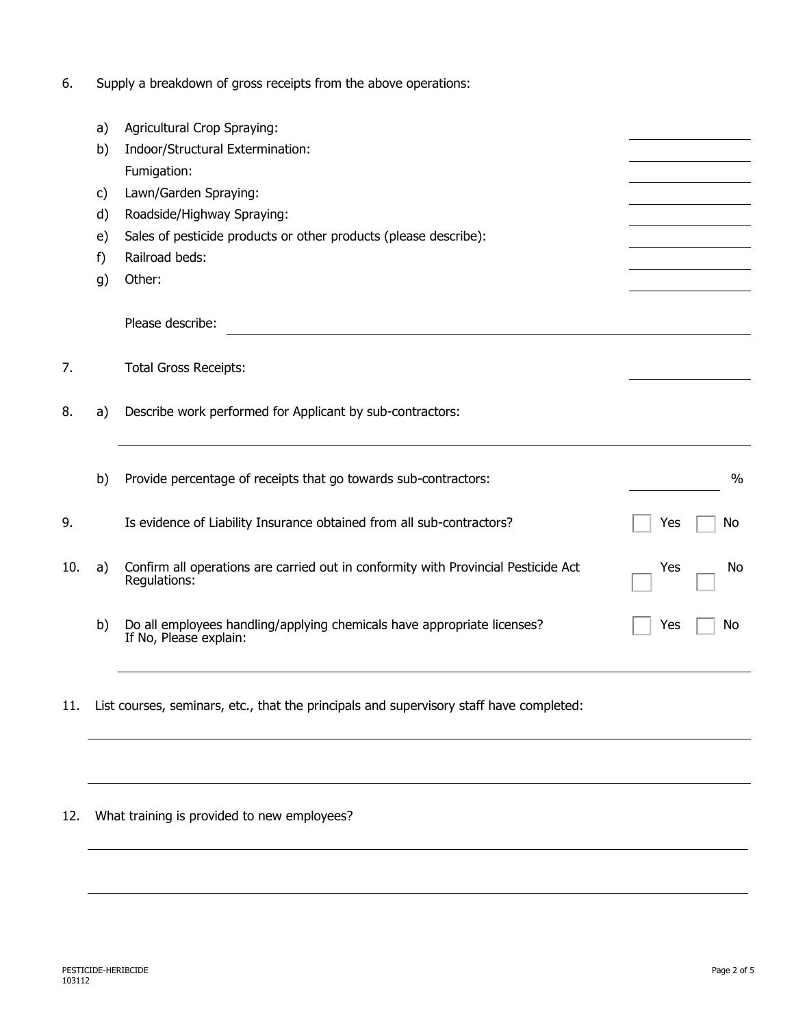6. Supply a breakdown of gross receipts from the above operations:

   a) Agricultural Crop Spraying: ____________
   b) Indoor/Structural Extermination: ____________
      Fumigation: ____________
   c) Lawn/Garden Spraying: ____________
   d) Roadside/Highway Spraying: ____________
   e) Sales of pesticide products or other products (please describe): ____________
   f) Railroad beds: ____________
   g) Other: ____________

      Please describe: ____________________________________________

7. Total Gross Receipts: ____________

8. a) Describe work performed for Applicant by sub-contractors:

   ____________________________________________

   b) Provide percentage of receipts that go towards sub-contractors: ____________ %

9. Is evidence of Liability Insurance obtained from all sub-contractors? ☐ Yes ☐ No

10. a) Confirm all operations are carried out in conformity with Provincial Pesticide Act Regulations: ☐ Yes ☐ No

    b) Do all employees handling/applying chemicals have appropriate licenses? ☐ Yes ☐ No
       If No, Please explain:

    ____________________________________________

11. List courses, seminars, etc., that the principals and supervisory staff have completed:

____________________________________________

____________________________________________

12. What training is provided to new employees?

____________________________________________

____________________________________________

PESTICIDE-HERIBCIDE
103112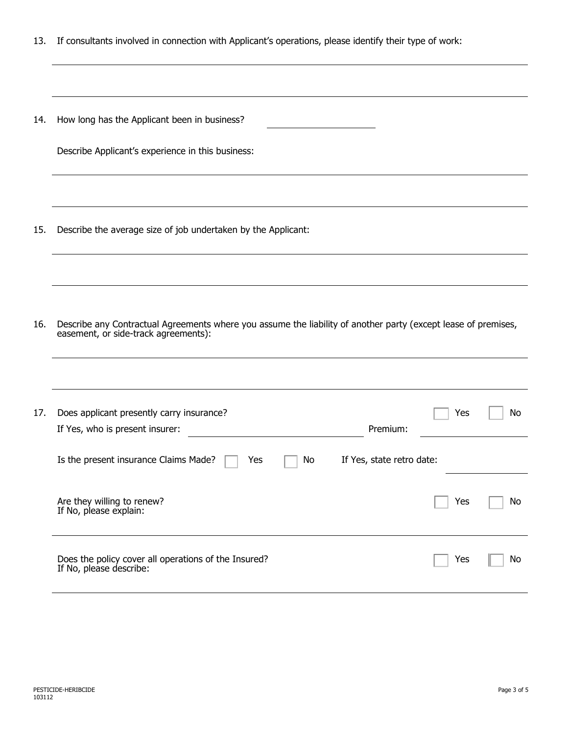13. If consultants involved in connection with Applicant's operations, please identify their type of work:

______________________________________________________________________

______________________________________________________________________

14. How long has the Applicant been in business? ____________________

 Describe Applicant's experience in this business:

______________________________________________________________________

______________________________________________________________________

15. Describe the average size of job undertaken by the Applicant:

______________________________________________________________________

______________________________________________________________________

16. Describe any Contractual Agreements where you assume the liability of another party (except lease of premises, easement, or side-track agreements):

______________________________________________________________________

______________________________________________________________________

17. Does applicant presently carry insurance? ☐ Yes ☐ No

 If Yes, who is present insurer: ____________________ Premium: ____________________

 Is the present insurance Claims Made? ☐ Yes ☐ No If Yes, state retro date: ____________________

 Are they willing to renew? ☐ Yes ☐ No
 If No, please explain:

______________________________________________________________________

 Does the policy cover all operations of the Insured? ☐ Yes ☐ No
 If No, please describe:

______________________________________________________________________

PESTICIDE-HERIBCIDE
103112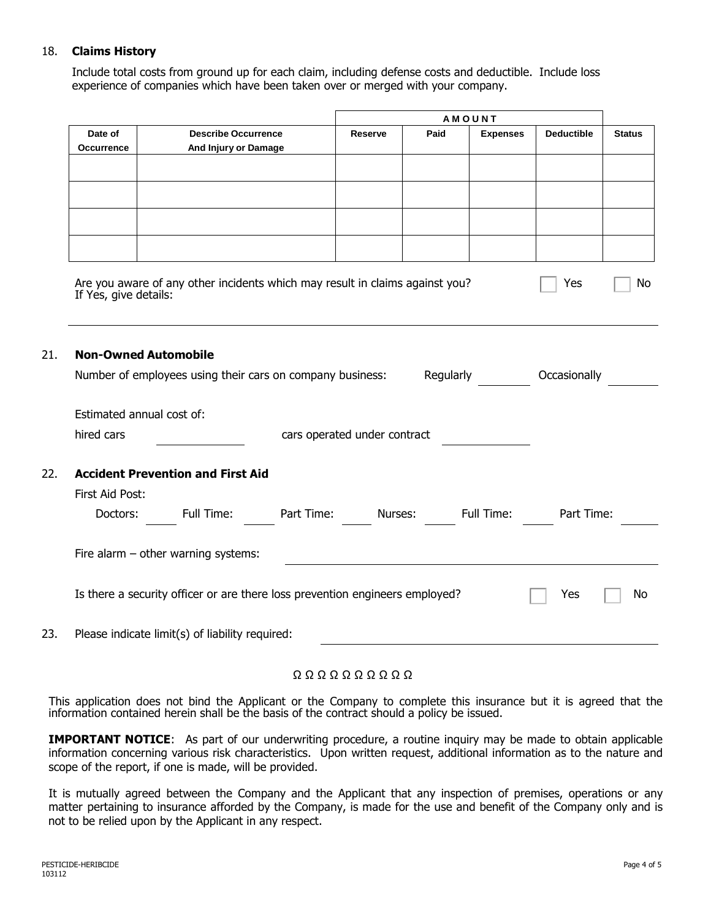18. **Claims History**

Include total costs from ground up for each claim, including defense costs and deductible. Include loss experience of companies which have been taken over or merged with your company.

| | | AMOUNT | | | | |
|---|---|---|---|---|---|---|
| **Date of Occurrence** | **Describe Occurrence And Injury or Damage** | **Reserve** | **Paid** | **Expenses** | **Deductible** | **Status** |
| | | | | | | |
| | | | | | | |
| | | | | | | |
| | | | | | | |

Are you aware of any other incidents which may result in claims against you? ☐ Yes ☐ No
If Yes, give details: ______________________

21. **Non-Owned Automobile**

Number of employees using their cars on company business: Regularly ________ Occasionally ________

Estimated annual cost of:

hired cars ____________ cars operated under contract ____________

22. **Accident Prevention and First Aid**

First Aid Post:

Doctors: Full Time: _____ Part Time: _____ Nurses: Full Time: _____ Part Time: _____

Fire alarm – other warning systems: ______________________

Is there a security officer or are there loss prevention engineers employed? ☐ Yes ☐ No

23. Please indicate limit(s) of liability required: ______________________

Ω Ω Ω Ω Ω Ω Ω Ω Ω Ω

This application does not bind the Applicant or the Company to complete this insurance but it is agreed that the information contained herein shall be the basis of the contract should a policy be issued.

**IMPORTANT NOTICE**: As part of our underwriting procedure, a routine inquiry may be made to obtain applicable information concerning various risk characteristics. Upon written request, additional information as to the nature and scope of the report, if one is made, will be provided.

It is mutually agreed between the Company and the Applicant that any inspection of premises, operations or any matter pertaining to insurance afforded by the Company, is made for the use and benefit of the Company only and is not to be relied upon by the Applicant in any respect.

PESTICIDE-HERIBCIDE
103112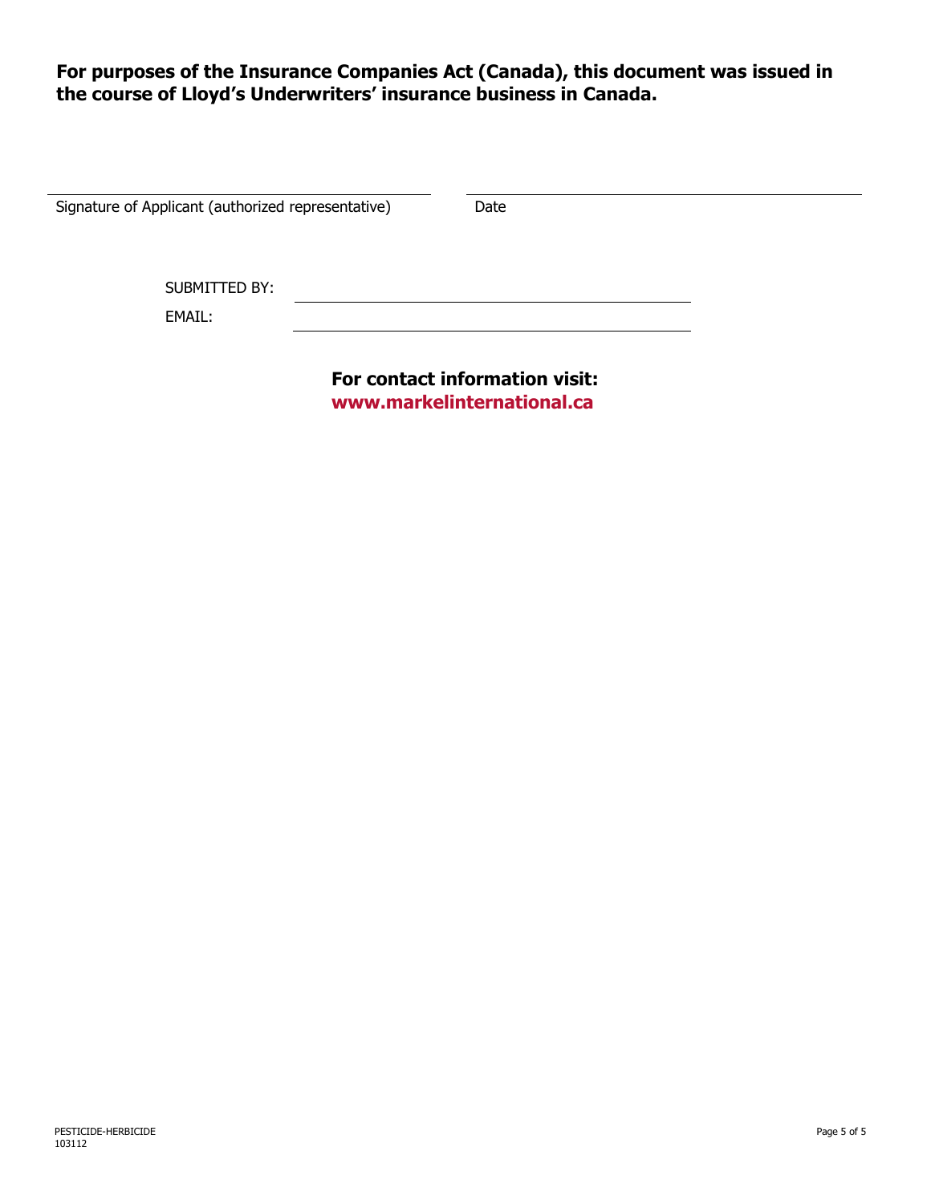**For purposes of the Insurance Companies Act (Canada), this document was issued in the course of Lloyd's Underwriters' insurance business in Canada.**

\_\_\_\_\_\_\_\_\_\_\_\_\_\_\_\_\_\_\_\_\_\_\_\_\_\_\_\_\_\_\_\_\_\_\_\_\_\_\_\_ \_\_\_\_\_\_\_\_\_\_\_\_\_\_\_\_\_\_\_\_\_\_\_\_\_\_\_\_\_\_\_\_\_\_\_\_\_\_\_\_

Signature of Applicant (authorized representative) Date

SUBMITTED BY: \_\_\_\_\_\_\_\_\_\_\_\_\_\_\_\_\_\_\_\_\_\_\_\_\_\_\_\_\_\_\_\_\_\_\_\_\_\_\_\_

EMAIL: \_\_\_\_\_\_\_\_\_\_\_\_\_\_\_\_\_\_\_\_\_\_\_\_\_\_\_\_\_\_\_\_\_\_\_\_\_\_\_\_

**For contact information visit:**
**www.markelinternational.ca**

PESTICIDE-HERBICIDE
103112